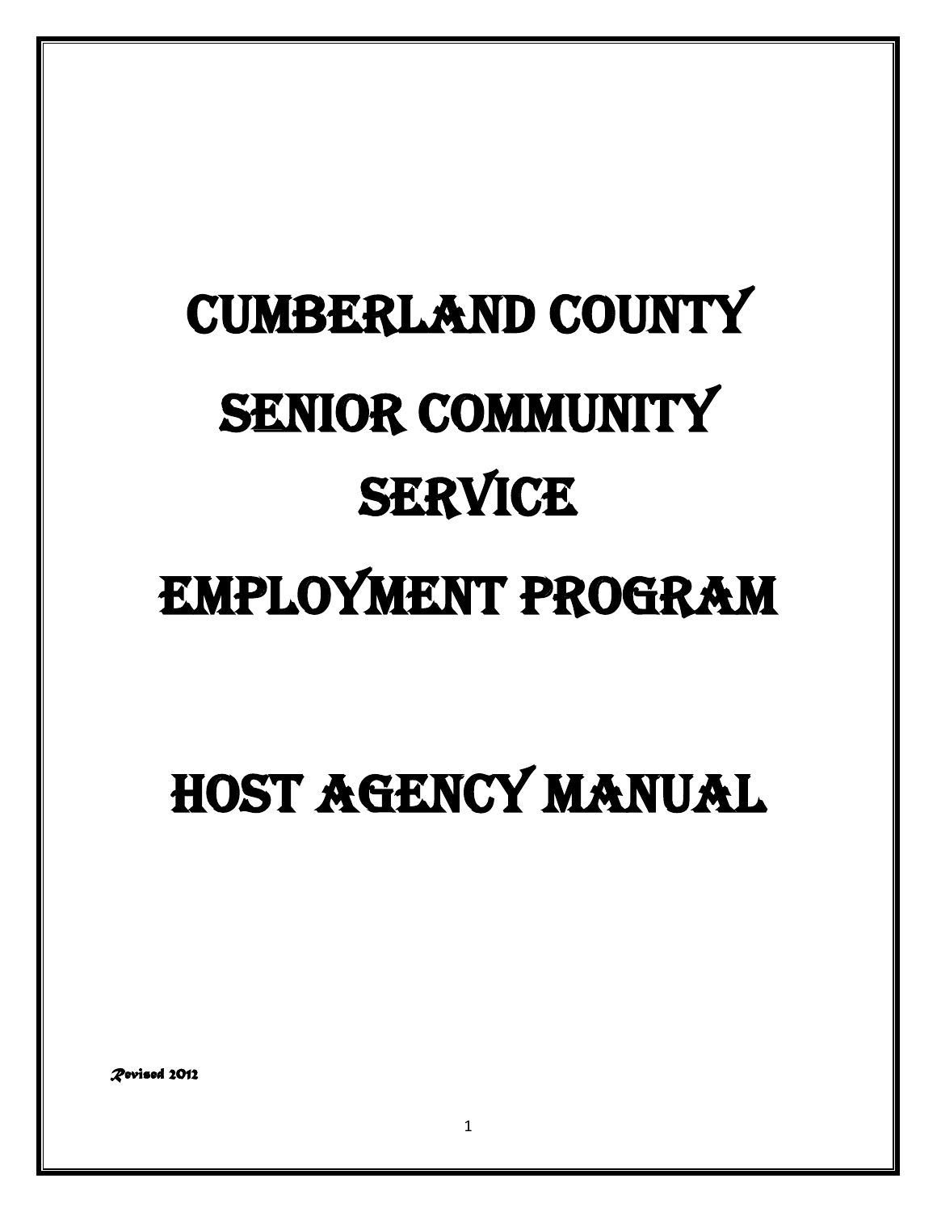# Cumberland County Senior Community Service Employment Program

# Host Agency Manual

*Revised 2012*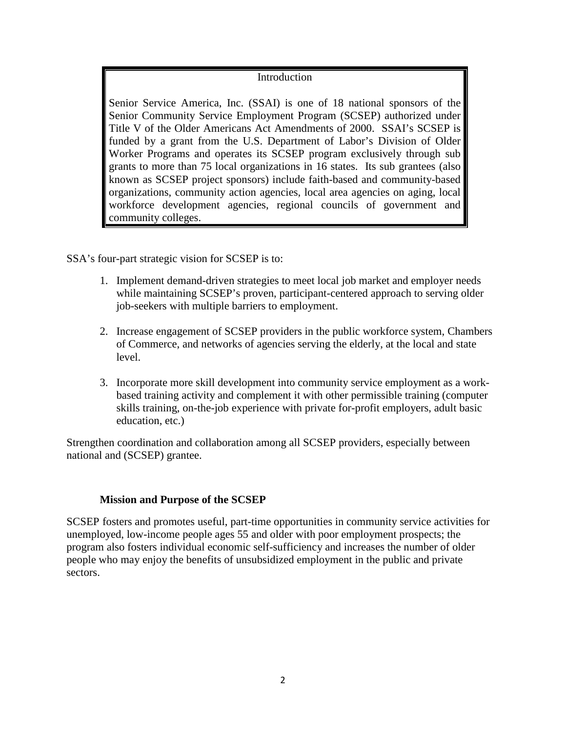## Introduction

Senior Service America, Inc. (SSAI) is one of 18 national sponsors of the Senior Community Service Employment Program (SCSEP) authorized under Title V of the Older Americans Act Amendments of 2000. SSAI's SCSEP is funded by a grant from the U.S. Department of Labor's Division of Older Worker Programs and operates its SCSEP program exclusively through sub grants to more than 75 local organizations in 16 states. Its sub grantees (also known as SCSEP project sponsors) include faith-based and community-based organizations, community action agencies, local area agencies on aging, local workforce development agencies, regional councils of government and community colleges.

SSA's four-part strategic vision for SCSEP is to:

1. Implement demand-driven strategies to meet local job market and employer needs while maintaining SCSEP's proven, participant-centered approach to serving older job-seekers with multiple barriers to employment.
2. Increase engagement of SCSEP providers in the public workforce system, Chambers of Commerce, and networks of agencies serving the elderly, at the local and state level.
3. Incorporate more skill development into community service employment as a work-based training activity and complement it with other permissible training (computer skills training, on-the-job experience with private for-profit employers, adult basic education, etc.)

Strengthen coordination and collaboration among all SCSEP providers, especially between national and (SCSEP) grantee.

### Mission and Purpose of the SCSEP

SCSEP fosters and promotes useful, part-time opportunities in community service activities for unemployed, low-income people ages 55 and older with poor employment prospects; the program also fosters individual economic self-sufficiency and increases the number of older people who may enjoy the benefits of unsubsidized employment in the public and private sectors.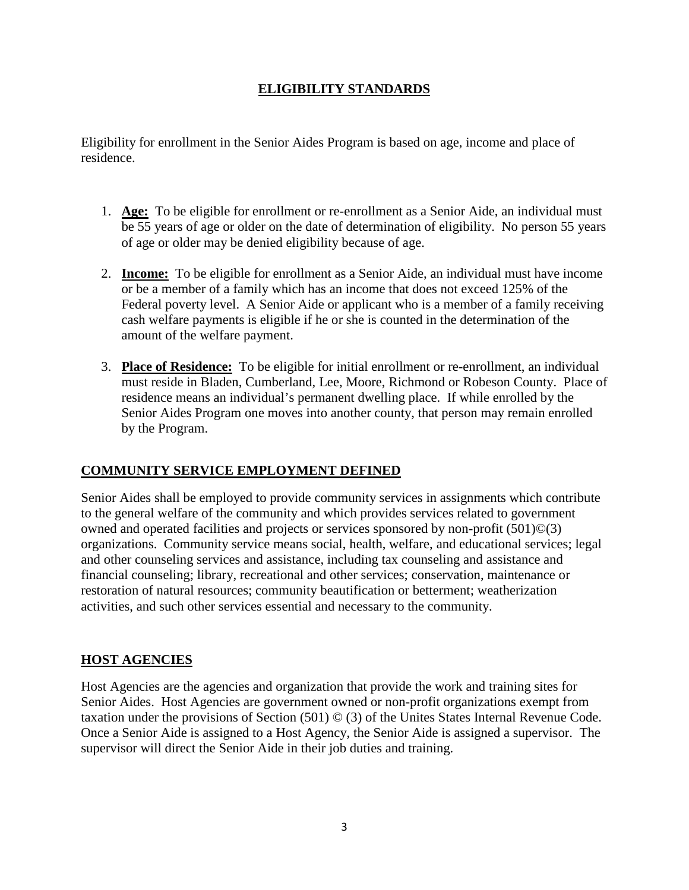## ELIGIBILITY STANDARDS

Eligibility for enrollment in the Senior Aides Program is based on age, income and place of residence.

1. **Age:** To be eligible for enrollment or re-enrollment as a Senior Aide, an individual must be 55 years of age or older on the date of determination of eligibility. No person 55 years of age or older may be denied eligibility because of age.

2. **Income:** To be eligible for enrollment as a Senior Aide, an individual must have income or be a member of a family which has an income that does not exceed 125% of the Federal poverty level. A Senior Aide or applicant who is a member of a family receiving cash welfare payments is eligible if he or she is counted in the determination of the amount of the welfare payment.

3. **Place of Residence:** To be eligible for initial enrollment or re-enrollment, an individual must reside in Bladen, Cumberland, Lee, Moore, Richmond or Robeson County. Place of residence means an individual's permanent dwelling place. If while enrolled by the Senior Aides Program one moves into another county, that person may remain enrolled by the Program.

## COMMUNITY SERVICE EMPLOYMENT DEFINED

Senior Aides shall be employed to provide community services in assignments which contribute to the general welfare of the community and which provides services related to government owned and operated facilities and projects or services sponsored by non-profit (501)©(3) organizations. Community service means social, health, welfare, and educational services; legal and other counseling services and assistance, including tax counseling and assistance and financial counseling; library, recreational and other services; conservation, maintenance or restoration of natural resources; community beautification or betterment; weatherization activities, and such other services essential and necessary to the community.

## HOST AGENCIES

Host Agencies are the agencies and organization that provide the work and training sites for Senior Aides. Host Agencies are government owned or non-profit organizations exempt from taxation under the provisions of Section (501) © (3) of the Unites States Internal Revenue Code. Once a Senior Aide is assigned to a Host Agency, the Senior Aide is assigned a supervisor. The supervisor will direct the Senior Aide in their job duties and training.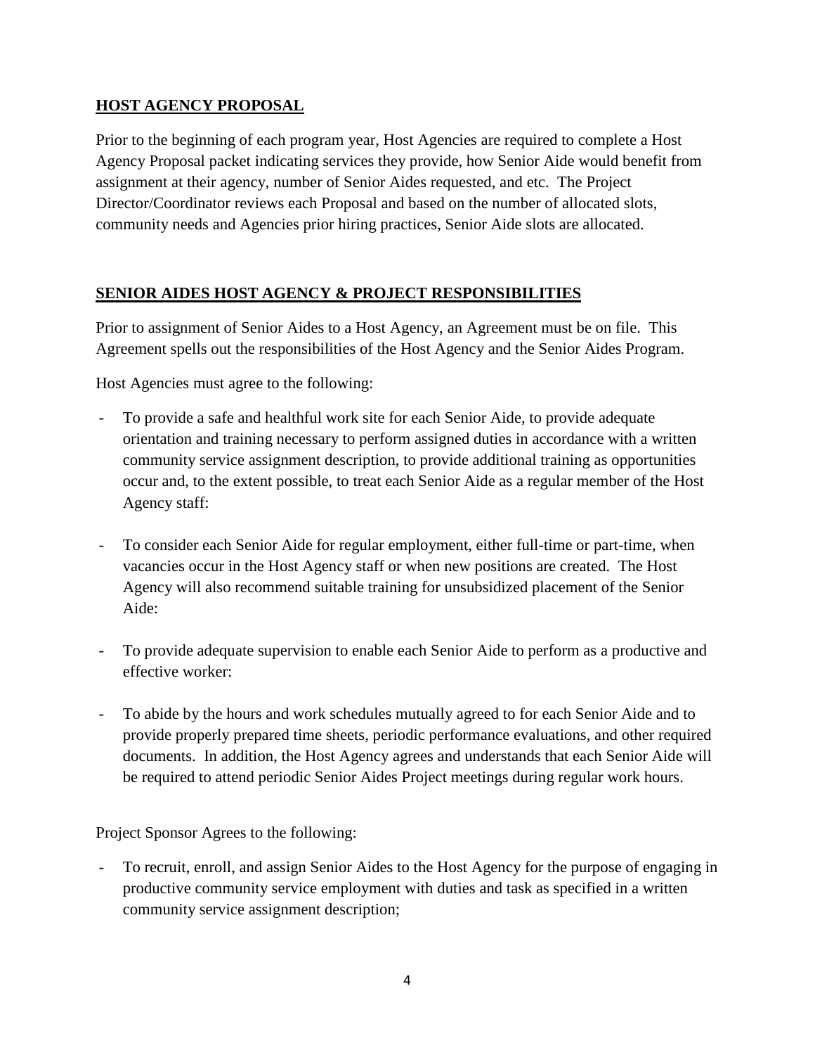## HOST AGENCY PROPOSAL

Prior to the beginning of each program year, Host Agencies are required to complete a Host Agency Proposal packet indicating services they provide, how Senior Aide would benefit from assignment at their agency, number of Senior Aides requested, and etc. The Project Director/Coordinator reviews each Proposal and based on the number of allocated slots, community needs and Agencies prior hiring practices, Senior Aide slots are allocated.

## SENIOR AIDES HOST AGENCY & PROJECT RESPONSIBILITIES

Prior to assignment of Senior Aides to a Host Agency, an Agreement must be on file. This Agreement spells out the responsibilities of the Host Agency and the Senior Aides Program.

Host Agencies must agree to the following:

- To provide a safe and healthful work site for each Senior Aide, to provide adequate orientation and training necessary to perform assigned duties in accordance with a written community service assignment description, to provide additional training as opportunities occur and, to the extent possible, to treat each Senior Aide as a regular member of the Host Agency staff:

- To consider each Senior Aide for regular employment, either full-time or part-time, when vacancies occur in the Host Agency staff or when new positions are created. The Host Agency will also recommend suitable training for unsubsidized placement of the Senior Aide:

- To provide adequate supervision to enable each Senior Aide to perform as a productive and effective worker:

- To abide by the hours and work schedules mutually agreed to for each Senior Aide and to provide properly prepared time sheets, periodic performance evaluations, and other required documents. In addition, the Host Agency agrees and understands that each Senior Aide will be required to attend periodic Senior Aides Project meetings during regular work hours.

Project Sponsor Agrees to the following:

- To recruit, enroll, and assign Senior Aides to the Host Agency for the purpose of engaging in productive community service employment with duties and task as specified in a written community service assignment description;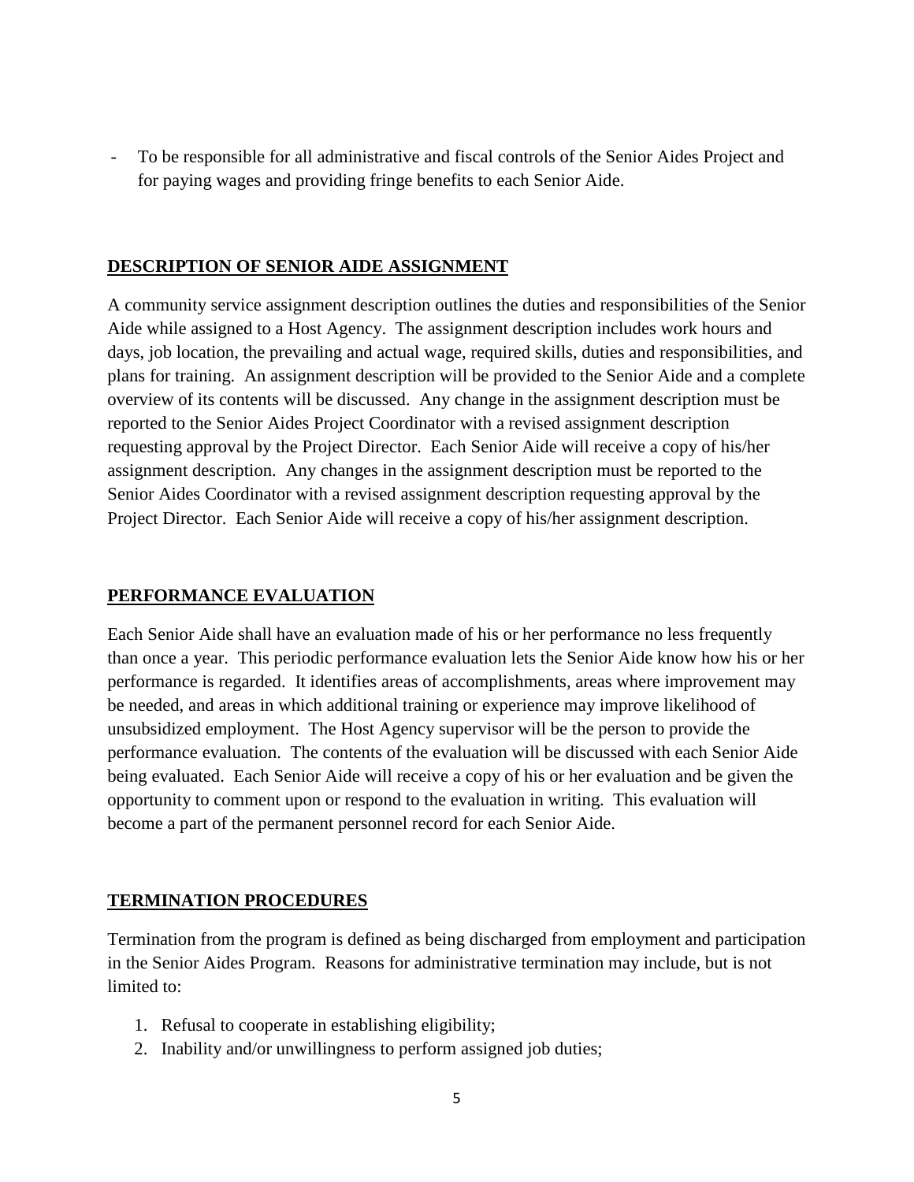- To be responsible for all administrative and fiscal controls of the Senior Aides Project and for paying wages and providing fringe benefits to each Senior Aide.

## DESCRIPTION OF SENIOR AIDE ASSIGNMENT

A community service assignment description outlines the duties and responsibilities of the Senior Aide while assigned to a Host Agency. The assignment description includes work hours and days, job location, the prevailing and actual wage, required skills, duties and responsibilities, and plans for training. An assignment description will be provided to the Senior Aide and a complete overview of its contents will be discussed. Any change in the assignment description must be reported to the Senior Aides Project Coordinator with a revised assignment description requesting approval by the Project Director. Each Senior Aide will receive a copy of his/her assignment description. Any changes in the assignment description must be reported to the Senior Aides Coordinator with a revised assignment description requesting approval by the Project Director. Each Senior Aide will receive a copy of his/her assignment description.

## PERFORMANCE EVALUATION

Each Senior Aide shall have an evaluation made of his or her performance no less frequently than once a year. This periodic performance evaluation lets the Senior Aide know how his or her performance is regarded. It identifies areas of accomplishments, areas where improvement may be needed, and areas in which additional training or experience may improve likelihood of unsubsidized employment. The Host Agency supervisor will be the person to provide the performance evaluation. The contents of the evaluation will be discussed with each Senior Aide being evaluated. Each Senior Aide will receive a copy of his or her evaluation and be given the opportunity to comment upon or respond to the evaluation in writing. This evaluation will become a part of the permanent personnel record for each Senior Aide.

## TERMINATION PROCEDURES

Termination from the program is defined as being discharged from employment and participation in the Senior Aides Program. Reasons for administrative termination may include, but is not limited to:

1. Refusal to cooperate in establishing eligibility;
2. Inability and/or unwillingness to perform assigned job duties;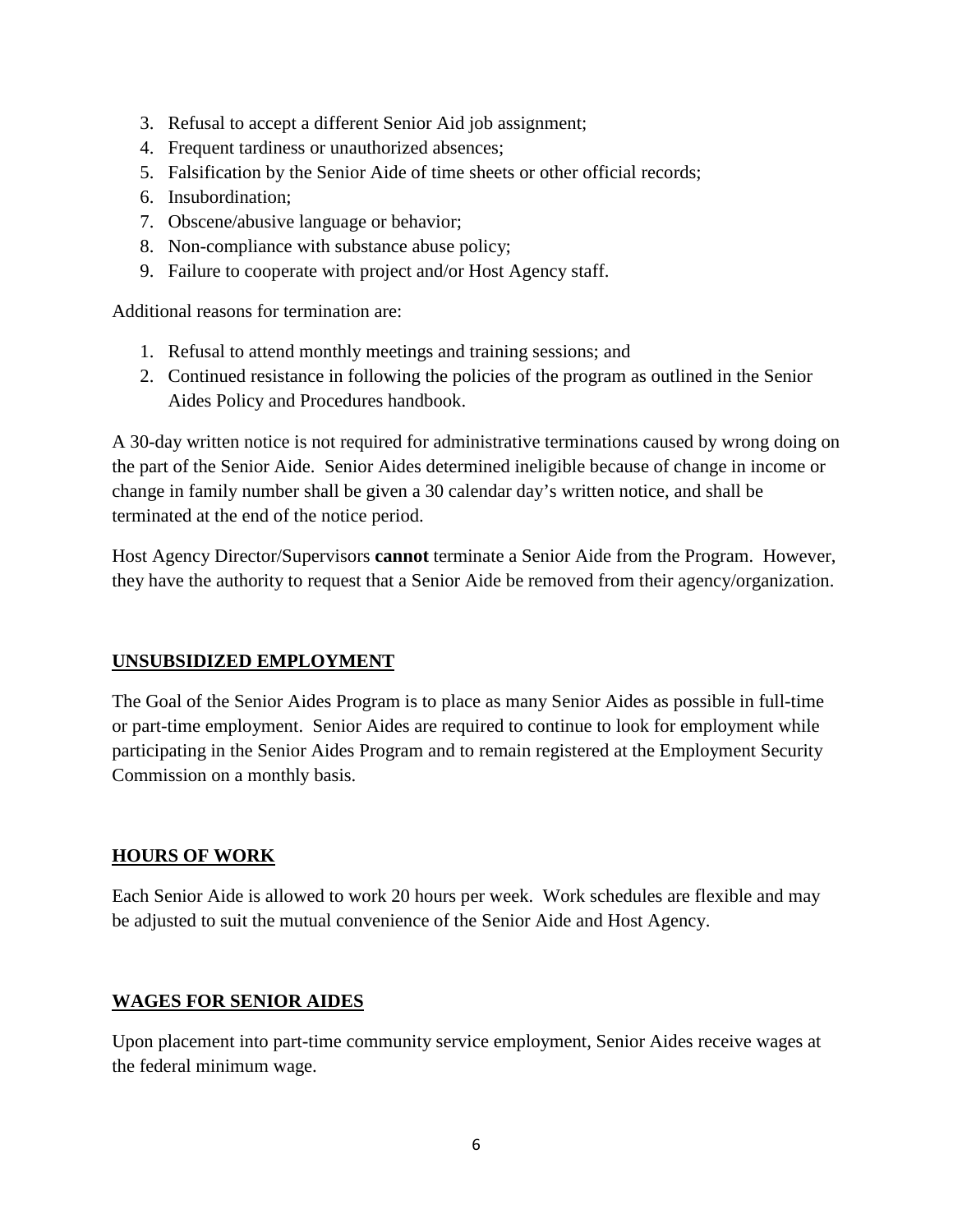3. Refusal to accept a different Senior Aid job assignment;
4. Frequent tardiness or unauthorized absences;
5. Falsification by the Senior Aide of time sheets or other official records;
6. Insubordination;
7. Obscene/abusive language or behavior;
8. Non-compliance with substance abuse policy;
9. Failure to cooperate with project and/or Host Agency staff.

Additional reasons for termination are:

1. Refusal to attend monthly meetings and training sessions; and
2. Continued resistance in following the policies of the program as outlined in the Senior Aides Policy and Procedures handbook.

A 30-day written notice is not required for administrative terminations caused by wrong doing on the part of the Senior Aide. Senior Aides determined ineligible because of change in income or change in family number shall be given a 30 calendar day's written notice, and shall be terminated at the end of the notice period.

Host Agency Director/Supervisors **cannot** terminate a Senior Aide from the Program. However, they have the authority to request that a Senior Aide be removed from their agency/organization.

## UNSUBSIDIZED EMPLOYMENT

The Goal of the Senior Aides Program is to place as many Senior Aides as possible in full-time or part-time employment. Senior Aides are required to continue to look for employment while participating in the Senior Aides Program and to remain registered at the Employment Security Commission on a monthly basis.

## HOURS OF WORK

Each Senior Aide is allowed to work 20 hours per week. Work schedules are flexible and may be adjusted to suit the mutual convenience of the Senior Aide and Host Agency.

## WAGES FOR SENIOR AIDES

Upon placement into part-time community service employment, Senior Aides receive wages at the federal minimum wage.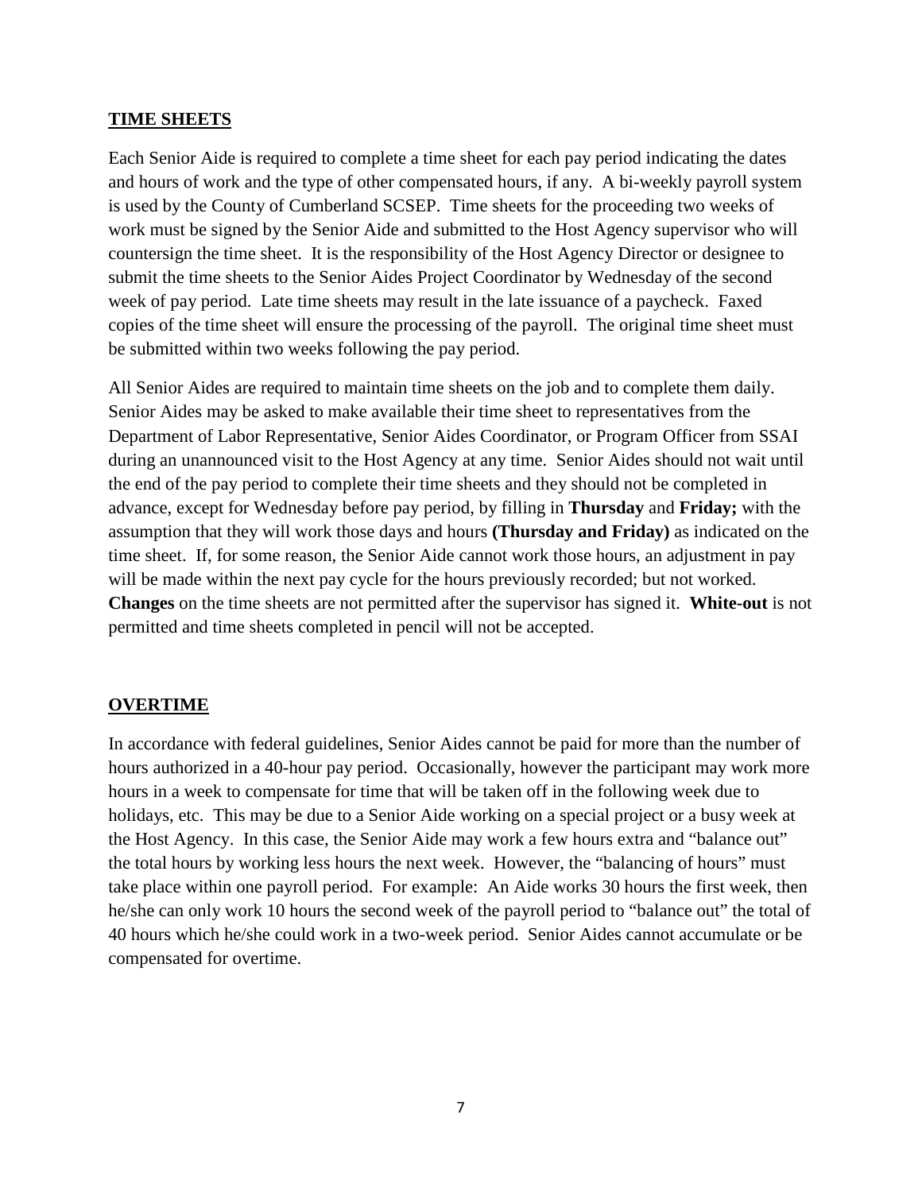## TIME SHEETS

Each Senior Aide is required to complete a time sheet for each pay period indicating the dates and hours of work and the type of other compensated hours, if any. A bi-weekly payroll system is used by the County of Cumberland SCSEP. Time sheets for the proceeding two weeks of work must be signed by the Senior Aide and submitted to the Host Agency supervisor who will countersign the time sheet. It is the responsibility of the Host Agency Director or designee to submit the time sheets to the Senior Aides Project Coordinator by Wednesday of the second week of pay period. Late time sheets may result in the late issuance of a paycheck. Faxed copies of the time sheet will ensure the processing of the payroll. The original time sheet must be submitted within two weeks following the pay period.

All Senior Aides are required to maintain time sheets on the job and to complete them daily. Senior Aides may be asked to make available their time sheet to representatives from the Department of Labor Representative, Senior Aides Coordinator, or Program Officer from SSAI during an unannounced visit to the Host Agency at any time. Senior Aides should not wait until the end of the pay period to complete their time sheets and they should not be completed in advance, except for Wednesday before pay period, by filling in **Thursday** and **Friday;** with the assumption that they will work those days and hours **(Thursday and Friday)** as indicated on the time sheet. If, for some reason, the Senior Aide cannot work those hours, an adjustment in pay will be made within the next pay cycle for the hours previously recorded; but not worked. **Changes** on the time sheets are not permitted after the supervisor has signed it. **White-out** is not permitted and time sheets completed in pencil will not be accepted.

## OVERTIME

In accordance with federal guidelines, Senior Aides cannot be paid for more than the number of hours authorized in a 40-hour pay period. Occasionally, however the participant may work more hours in a week to compensate for time that will be taken off in the following week due to holidays, etc. This may be due to a Senior Aide working on a special project or a busy week at the Host Agency. In this case, the Senior Aide may work a few hours extra and "balance out" the total hours by working less hours the next week. However, the "balancing of hours" must take place within one payroll period. For example: An Aide works 30 hours the first week, then he/she can only work 10 hours the second week of the payroll period to "balance out" the total of 40 hours which he/she could work in a two-week period. Senior Aides cannot accumulate or be compensated for overtime.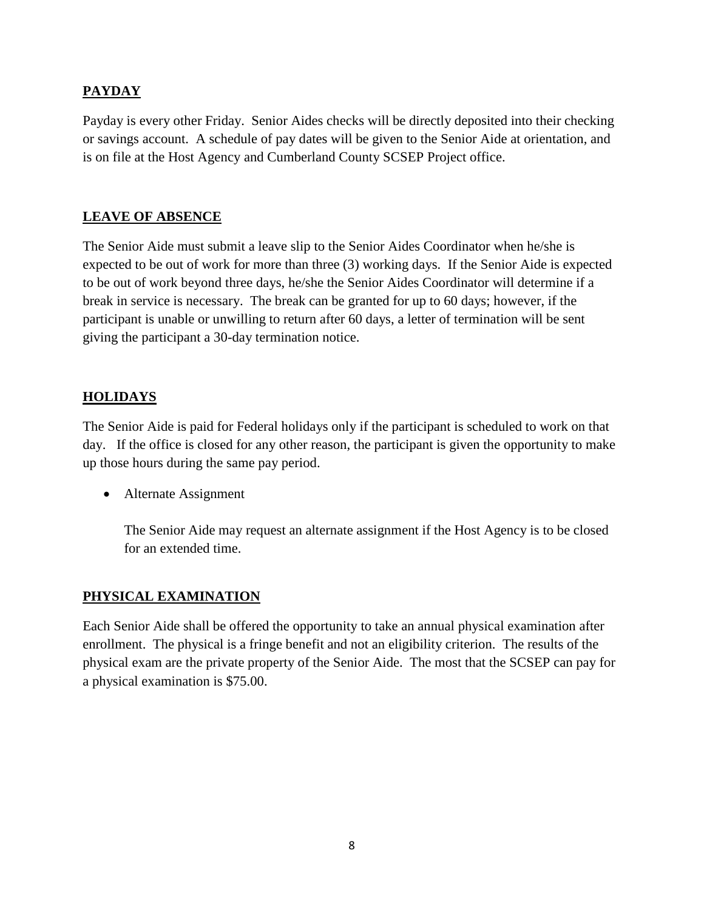## PAYDAY

Payday is every other Friday. Senior Aides checks will be directly deposited into their checking or savings account. A schedule of pay dates will be given to the Senior Aide at orientation, and is on file at the Host Agency and Cumberland County SCSEP Project office.

## LEAVE OF ABSENCE

The Senior Aide must submit a leave slip to the Senior Aides Coordinator when he/she is expected to be out of work for more than three (3) working days. If the Senior Aide is expected to be out of work beyond three days, he/she the Senior Aides Coordinator will determine if a break in service is necessary. The break can be granted for up to 60 days; however, if the participant is unable or unwilling to return after 60 days, a letter of termination will be sent giving the participant a 30-day termination notice.

## HOLIDAYS

The Senior Aide is paid for Federal holidays only if the participant is scheduled to work on that day. If the office is closed for any other reason, the participant is given the opportunity to make up those hours during the same pay period.

- Alternate Assignment

  The Senior Aide may request an alternate assignment if the Host Agency is to be closed for an extended time.

## PHYSICAL EXAMINATION

Each Senior Aide shall be offered the opportunity to take an annual physical examination after enrollment. The physical is a fringe benefit and not an eligibility criterion. The results of the physical exam are the private property of the Senior Aide. The most that the SCSEP can pay for a physical examination is $75.00.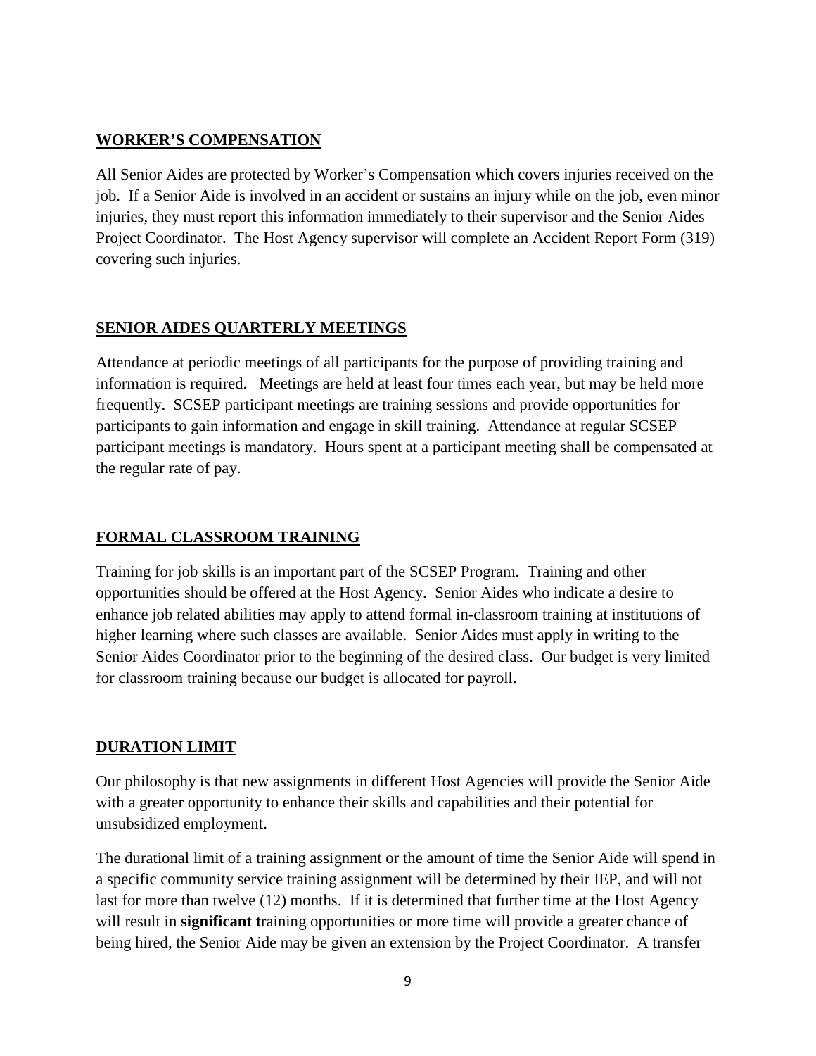## WORKER'S COMPENSATION

All Senior Aides are protected by Worker's Compensation which covers injuries received on the job. If a Senior Aide is involved in an accident or sustains an injury while on the job, even minor injuries, they must report this information immediately to their supervisor and the Senior Aides Project Coordinator. The Host Agency supervisor will complete an Accident Report Form (319) covering such injuries.

## SENIOR AIDES QUARTERLY MEETINGS

Attendance at periodic meetings of all participants for the purpose of providing training and information is required. Meetings are held at least four times each year, but may be held more frequently. SCSEP participant meetings are training sessions and provide opportunities for participants to gain information and engage in skill training. Attendance at regular SCSEP participant meetings is mandatory. Hours spent at a participant meeting shall be compensated at the regular rate of pay.

## FORMAL CLASSROOM TRAINING

Training for job skills is an important part of the SCSEP Program. Training and other opportunities should be offered at the Host Agency. Senior Aides who indicate a desire to enhance job related abilities may apply to attend formal in-classroom training at institutions of higher learning where such classes are available. Senior Aides must apply in writing to the Senior Aides Coordinator prior to the beginning of the desired class. Our budget is very limited for classroom training because our budget is allocated for payroll.

## DURATION LIMIT

Our philosophy is that new assignments in different Host Agencies will provide the Senior Aide with a greater opportunity to enhance their skills and capabilities and their potential for unsubsidized employment.

The durational limit of a training assignment or the amount of time the Senior Aide will spend in a specific community service training assignment will be determined by their IEP, and will not last for more than twelve (12) months. If it is determined that further time at the Host Agency will result in **significant t**raining opportunities or more time will provide a greater chance of being hired, the Senior Aide may be given an extension by the Project Coordinator. A transfer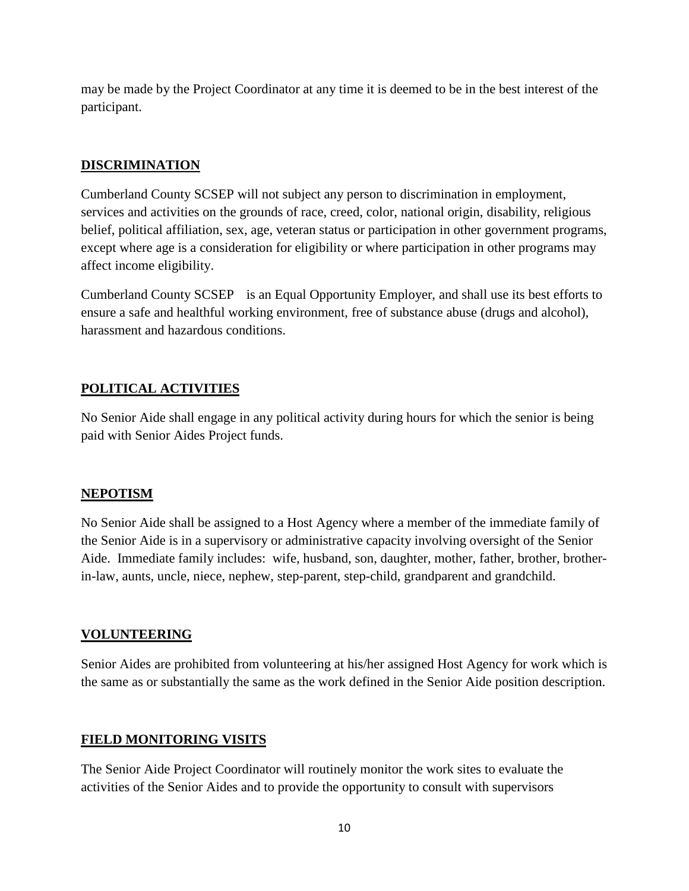may be made by the Project Coordinator at any time it is deemed to be in the best interest of the participant.

## DISCRIMINATION

Cumberland County SCSEP will not subject any person to discrimination in employment, services and activities on the grounds of race, creed, color, national origin, disability, religious belief, political affiliation, sex, age, veteran status or participation in other government programs, except where age is a consideration for eligibility or where participation in other programs may affect income eligibility.

Cumberland County SCSEP is an Equal Opportunity Employer, and shall use its best efforts to ensure a safe and healthful working environment, free of substance abuse (drugs and alcohol), harassment and hazardous conditions.

## POLITICAL ACTIVITIES

No Senior Aide shall engage in any political activity during hours for which the senior is being paid with Senior Aides Project funds.

## NEPOTISM

No Senior Aide shall be assigned to a Host Agency where a member of the immediate family of the Senior Aide is in a supervisory or administrative capacity involving oversight of the Senior Aide. Immediate family includes: wife, husband, son, daughter, mother, father, brother, brother-in-law, aunts, uncle, niece, nephew, step-parent, step-child, grandparent and grandchild.

## VOLUNTEERING

Senior Aides are prohibited from volunteering at his/her assigned Host Agency for work which is the same as or substantially the same as the work defined in the Senior Aide position description.

## FIELD MONITORING VISITS

The Senior Aide Project Coordinator will routinely monitor the work sites to evaluate the activities of the Senior Aides and to provide the opportunity to consult with supervisors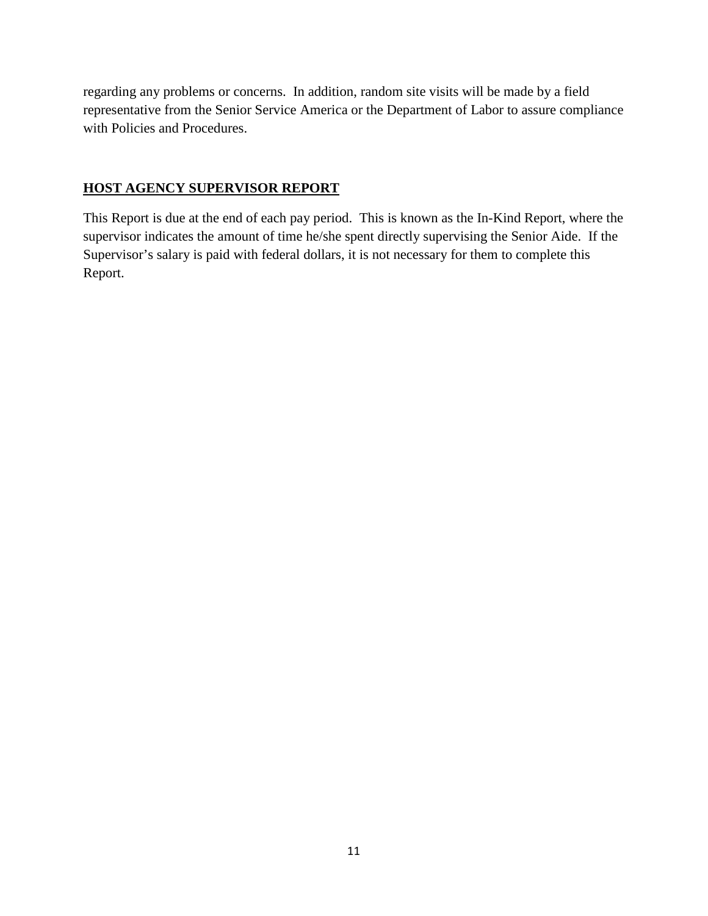regarding any problems or concerns. In addition, random site visits will be made by a field representative from the Senior Service America or the Department of Labor to assure compliance with Policies and Procedures.

## HOST AGENCY SUPERVISOR REPORT

This Report is due at the end of each pay period. This is known as the In-Kind Report, where the supervisor indicates the amount of time he/she spent directly supervising the Senior Aide. If the Supervisor's salary is paid with federal dollars, it is not necessary for them to complete this Report.